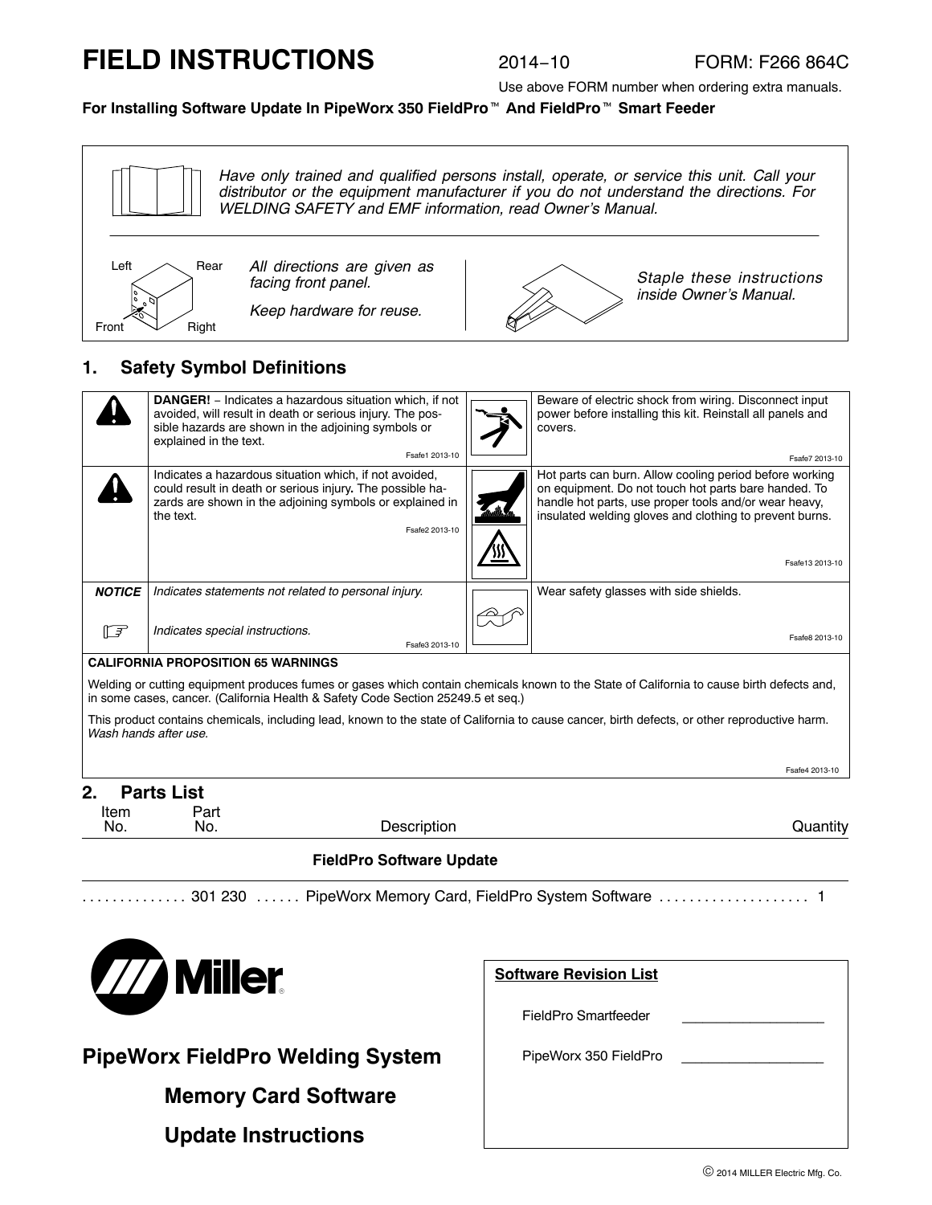# FIELD INSTRUCTIONS

2014−10 FORM: F266 864C

Use above FORM number when ordering extra manuals.

**For Installing Software Update In PipeWorx 350 FieldPro™ And FieldPro™ Smart Feeder**

*Have only trained and qualified persons install, operate, or service this unit. Call your distributor or the equipment manufacturer if you do not understand the directions. For WELDING SAFETY and EMF information, read Owner's Manual.*

Left Rear Front Right

*All directions are given as facing front panel.*

*Keep hardware for reuse.*

*Staple these instructions inside Owner's Manual.*

## 1. Safety Symbol Definitions

| | | | |
|---|---|---|---|
| | **DANGER!** − Indicates a hazardous situation which, if not avoided, will result in death or serious injury. The possible hazards are shown in the adjoining symbols or explained in the text. Fsafe1 2013-10 | | Beware of electric shock from wiring. Disconnect input power before installing this kit. Reinstall all panels and covers. Fsafe7 2013-10 |
| | Indicates a hazardous situation which, if not avoided, could result in death or serious injury. The possible hazards are shown in the adjoining symbols or explained in the text. Fsafe2 2013-10 | | Hot parts can burn. Allow cooling period before working on equipment. Do not touch hot parts bare handed. To handle hot parts, use proper tools and/or wear heavy, insulated welding gloves and clothing to prevent burns. Fsafe13 2013-10 |
| ***NOTICE*** | *Indicates statements not related to personal injury.* | | Wear safety glasses with side shields. Fsafe8 2013-10 |
| ☞ | *Indicates special instructions.* Fsafe3 2013-10 | | |

**CALIFORNIA PROPOSITION 65 WARNINGS**

Welding or cutting equipment produces fumes or gases which contain chemicals known to the State of California to cause birth defects and, in some cases, cancer. (California Health & Safety Code Section 25249.5 et seq.)

This product contains chemicals, including lead, known to the state of California to cause cancer, birth defects, or other reproductive harm. *Wash hands after use.*

Fsafe4 2013-10

## 2. Parts List

| Item No. | Part No. | Description | Quantity |
|---|---|---|---|
| | | **FieldPro Software Update** | |
| | 301 230 | PipeWorx Memory Card, FieldPro System Software | 1 |

Miller®

## PipeWorx FieldPro Welding System

## Memory Card Software

## Update Instructions

**Software Revision List**

FieldPro Smartfeeder \_\_\_\_\_\_\_\_\_\_\_\_\_\_\_\_\_\_

PipeWorx 350 FieldPro \_\_\_\_\_\_\_\_\_\_\_\_\_\_\_\_\_\_

© 2014 MILLER Electric Mfg. Co.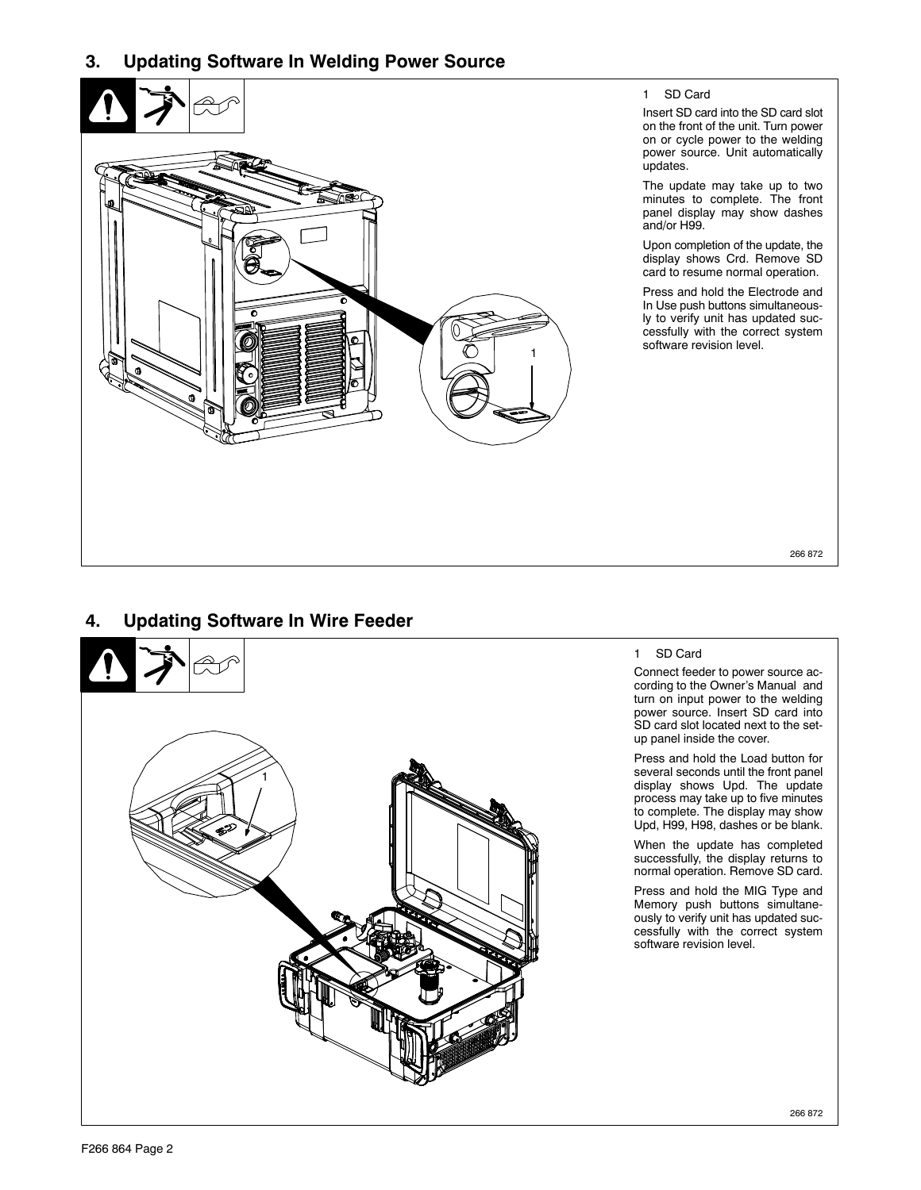## 3. Updating Software In Welding Power Source

1 SD Card

Insert SD card into the SD card slot on the front of the unit. Turn power on or cycle power to the welding power source. Unit automatically updates.

The update may take up to two minutes to complete. The front panel display may show dashes and/or H99.

Upon completion of the update, the display shows Crd. Remove SD card to resume normal operation.

Press and hold the Electrode and In Use push buttons simultaneously to verify unit has updated successfully with the correct system software revision level.

266 872

## 4. Updating Software In Wire Feeder

1 SD Card

Connect feeder to power source according to the Owner's Manual and turn on input power to the welding power source. Insert SD card into SD card slot located next to the setup panel inside the cover.

Press and hold the Load button for several seconds until the front panel display shows Upd. The update process may take up to five minutes to complete. The display may show Upd, H99, H98, dashes or be blank.

When the update has completed successfully, the display returns to normal operation. Remove SD card.

Press and hold the MIG Type and Memory push buttons simultaneously to verify unit has updated successfully with the correct system software revision level.

266 872